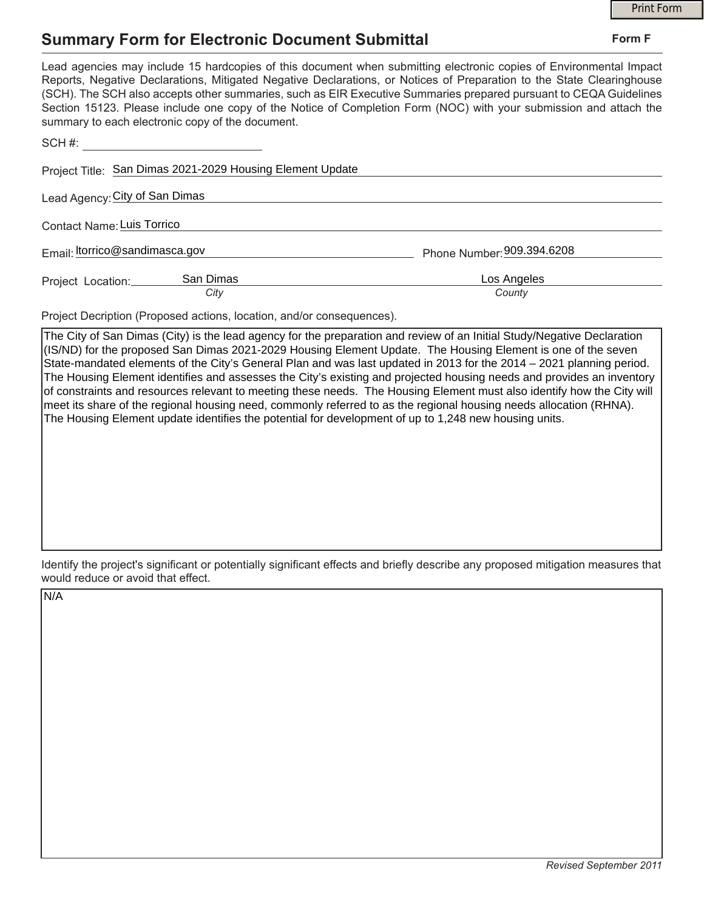Print Form

# Summary Form for Electronic Document Submittal

**Form F**

Lead agencies may include 15 hardcopies of this document when submitting electronic copies of Environmental Impact Reports, Negative Declarations, Mitigated Negative Declarations, or Notices of Preparation to the State Clearinghouse (SCH). The SCH also accepts other summaries, such as EIR Executive Summaries prepared pursuant to CEQA Guidelines Section 15123. Please include one copy of the Notice of Completion Form (NOC) with your submission and attach the summary to each electronic copy of the document.

SCH #: ____________________

Project Title: San Dimas 2021-2029 Housing Element Update

Lead Agency: City of San Dimas

Contact Name: Luis Torrico

Email: ltorrico@sandimasca.gov    Phone Number: 909.394.6208

Project Location: San Dimas (*City*)    Los Angeles (*County*)

Project Decription (Proposed actions, location, and/or consequences).

The City of San Dimas (City) is the lead agency for the preparation and review of an Initial Study/Negative Declaration (IS/ND) for the proposed San Dimas 2021-2029 Housing Element Update. The Housing Element is one of the seven State-mandated elements of the City's General Plan and was last updated in 2013 for the 2014 – 2021 planning period. The Housing Element identifies and assesses the City's existing and projected housing needs and provides an inventory of constraints and resources relevant to meeting these needs. The Housing Element must also identify how the City will meet its share of the regional housing need, commonly referred to as the regional housing needs allocation (RHNA). The Housing Element update identifies the potential for development of up to 1,248 new housing units.

Identify the project's significant or potentially significant effects and briefly describe any proposed mitigation measures that would reduce or avoid that effect.

N/A

*Revised September 2011*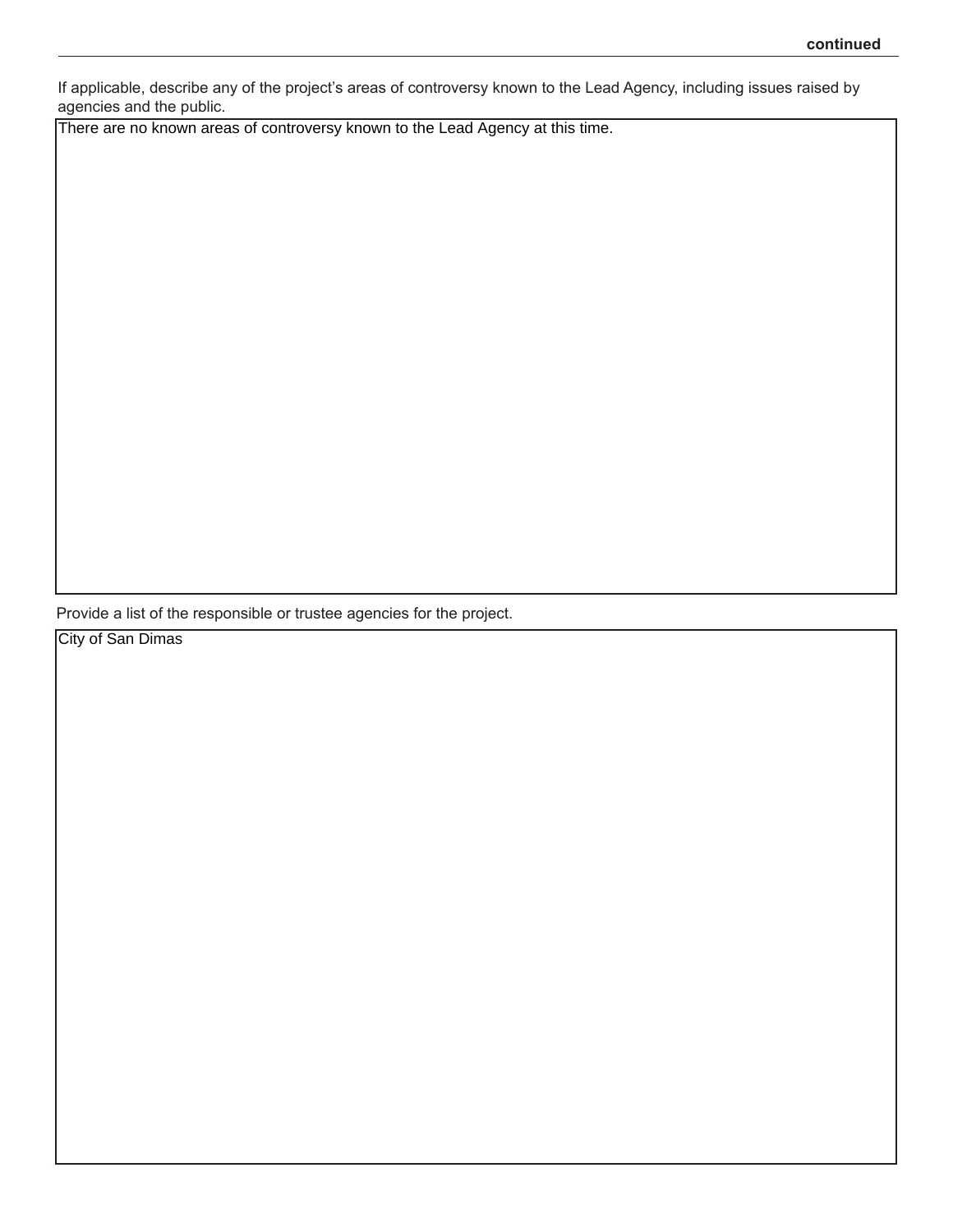If applicable, describe any of the project's areas of controversy known to the Lead Agency, including issues raised by agencies and the public.

There are no known areas of controversy known to the Lead Agency at this time.

Provide a list of the responsible or trustee agencies for the project.

City of San Dimas